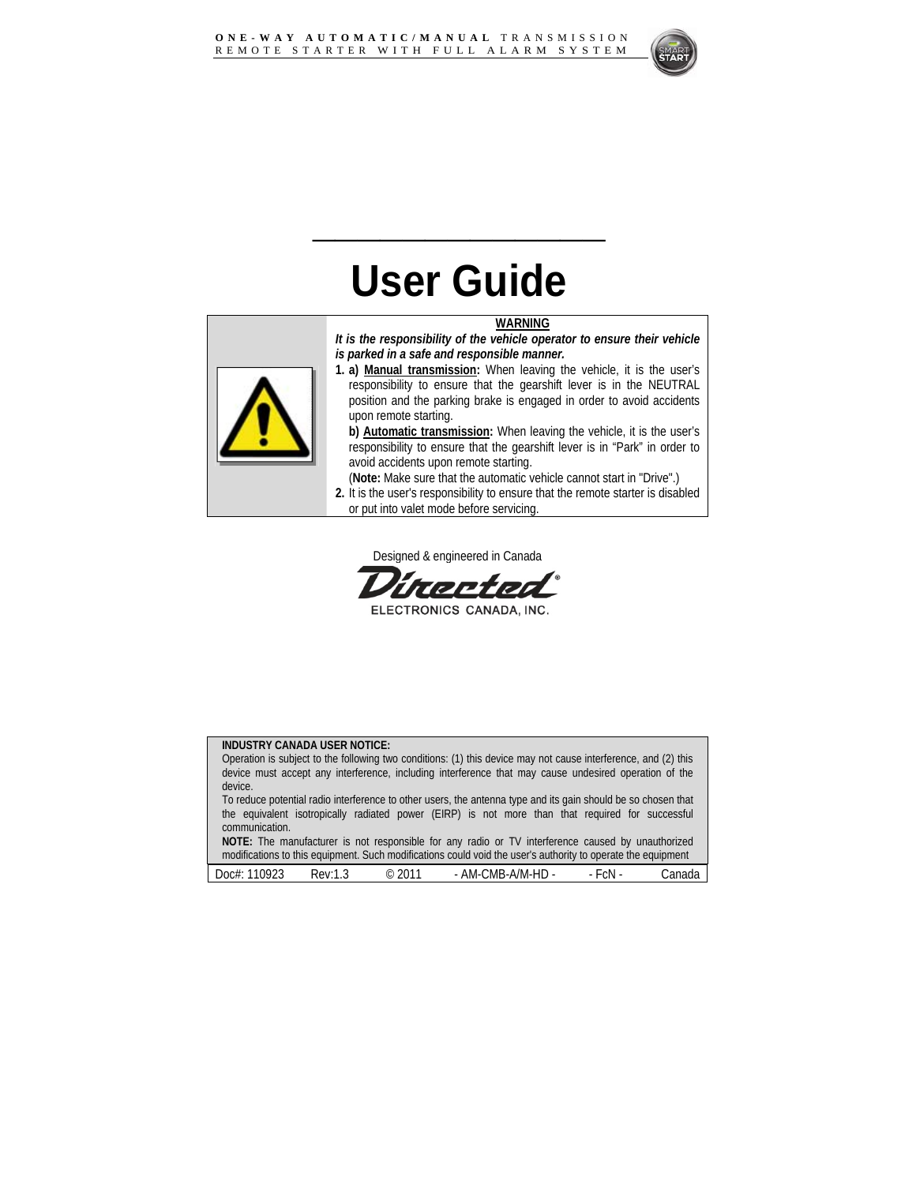**ONE-WAY AUTOMATIC/MANUAL** TRANSMISSION
REMOTE STARTER WITH FULL ALARM SYSTEM

# User Guide

**WARNING**

***It is the responsibility of the vehicle operator to ensure their vehicle is parked in a safe and responsible manner.***

1. **a) Manual transmission:** When leaving the vehicle, it is the user's responsibility to ensure that the gearshift lever is in the NEUTRAL position and the parking brake is engaged in order to avoid accidents upon remote starting.

   **b) Automatic transmission:** When leaving the vehicle, it is the user's responsibility to ensure that the gearshift lever is in "Park" in order to avoid accidents upon remote starting.

   (**Note:** Make sure that the automatic vehicle cannot start in "Drive".)
2. It is the user's responsibility to ensure that the remote starter is disabled or put into valet mode before servicing.

Designed & engineered in Canada

Directed® ELECTRONICS CANADA, INC.

**INDUSTRY CANADA USER NOTICE:**
Operation is subject to the following two conditions: (1) this device may not cause interference, and (2) this device must accept any interference, including interference that may cause undesired operation of the device.
To reduce potential radio interference to other users, the antenna type and its gain should be so chosen that the equivalent isotropically radiated power (EIRP) is not more than that required for successful communication.
**NOTE:** The manufacturer is not responsible for any radio or TV interference caused by unauthorized modifications to this equipment. Such modifications could void the user's authority to operate the equipment

Doc#: 110923 Rev:1.3 © 2011 - AM-CMB-A/M-HD - - FcN - Canada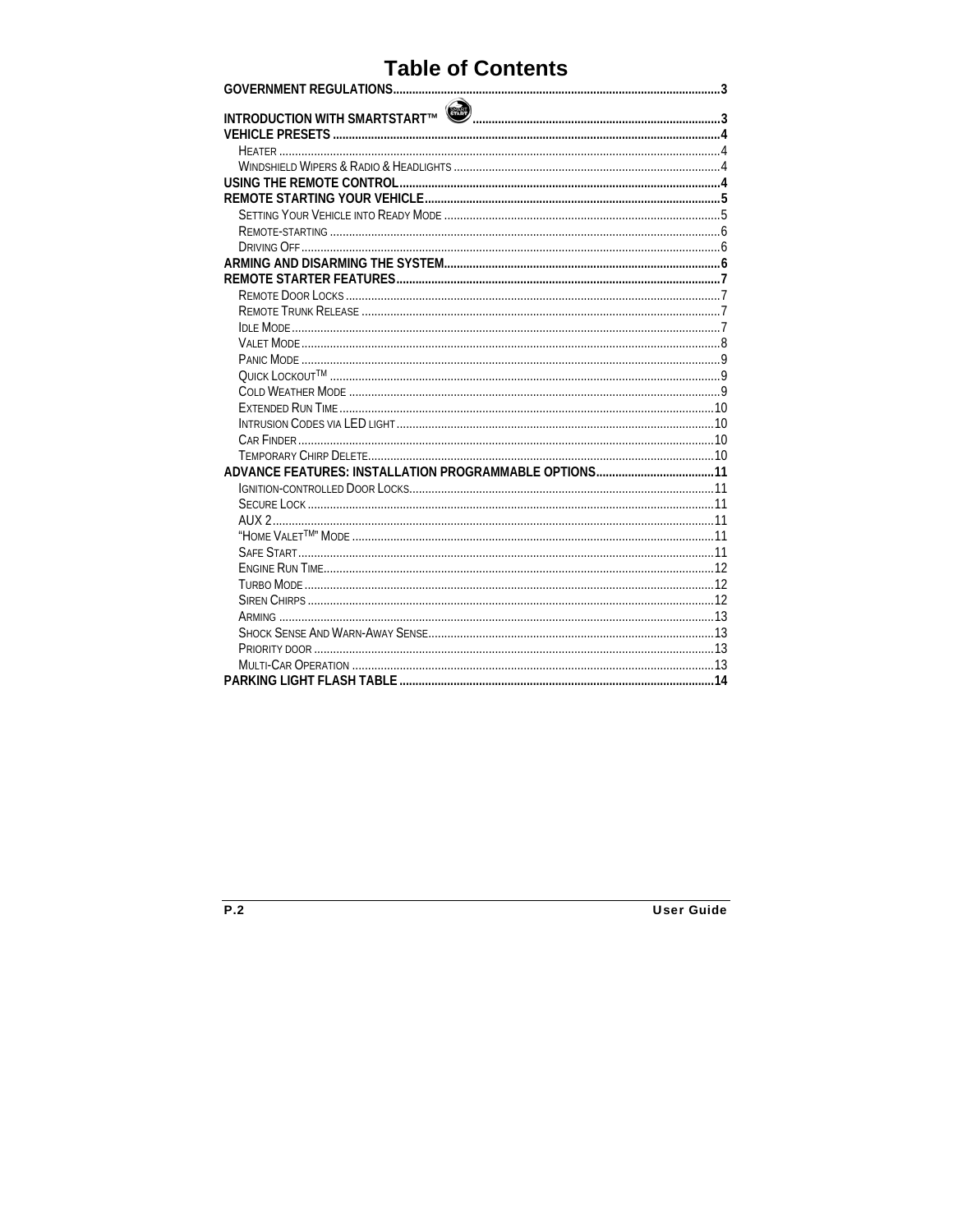# Table of Contents

**GOVERNMENT REGULATIONS**.....3

**INTRODUCTION WITH SMARTSTART™**.....3

**VEHICLE PRESETS**.....4

- Heater.....4
- Windshield Wipers & Radio & Headlights.....4

**USING THE REMOTE CONTROL**.....4

**REMOTE STARTING YOUR VEHICLE**.....5

- Setting Your Vehicle into Ready Mode.....5
- Remote-starting.....6
- Driving Off.....6

**ARMING AND DISARMING THE SYSTEM**.....6

**REMOTE STARTER FEATURES**.....7

- Remote Door Locks.....7
- Remote Trunk Release.....7
- Idle Mode.....7
- Valet Mode.....8
- Panic Mode.....9
- Quick Lockout™.....9
- Cold Weather Mode.....9
- Extended Run Time.....10
- Intrusion Codes via LED light.....10
- Car Finder.....10
- Temporary Chirp Delete.....10

**ADVANCE FEATURES: INSTALLATION PROGRAMMABLE OPTIONS**.....11

- Ignition-controlled Door Locks.....11
- Secure Lock.....11
- AUX 2.....11
- "Home Valet™" Mode.....11
- Safe Start.....11
- Engine Run Time.....12
- Turbo Mode.....12
- Siren Chirps.....12
- Arming.....13
- Shock Sense And Warn-Away Sense.....13
- Priority door.....13
- Multi-Car Operation.....13

**PARKING LIGHT FLASH TABLE**.....14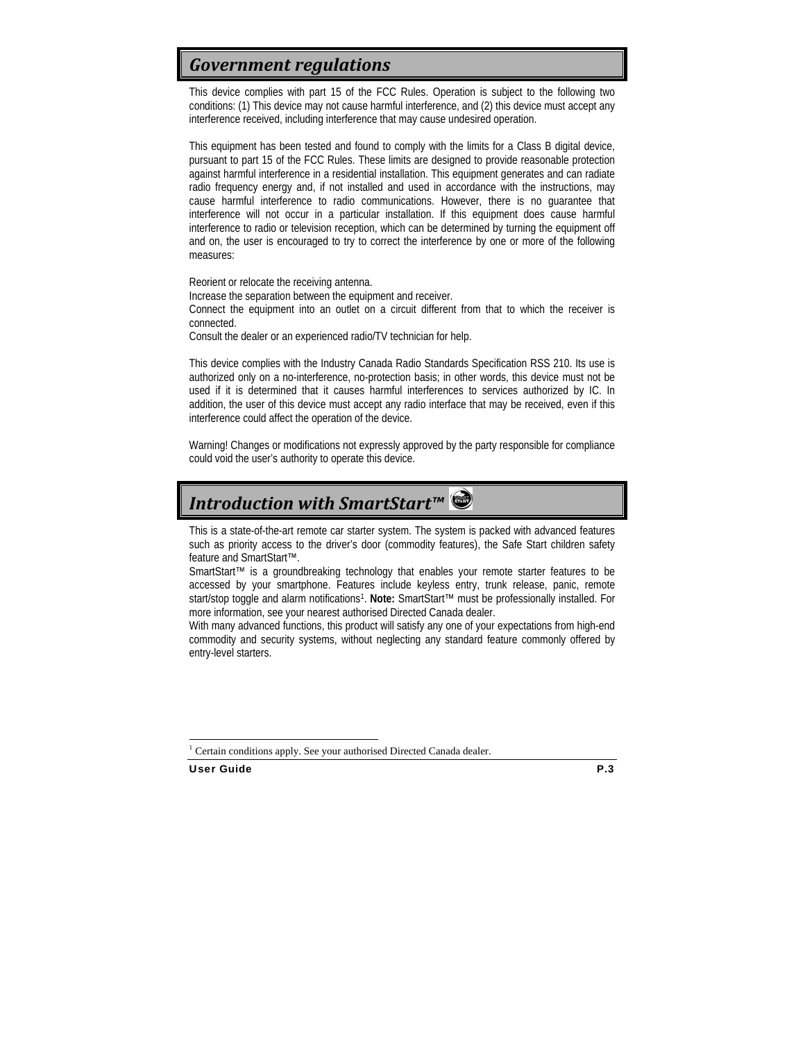## *Government regulations*

This device complies with part 15 of the FCC Rules. Operation is subject to the following two conditions: (1) This device may not cause harmful interference, and (2) this device must accept any interference received, including interference that may cause undesired operation.

This equipment has been tested and found to comply with the limits for a Class B digital device, pursuant to part 15 of the FCC Rules. These limits are designed to provide reasonable protection against harmful interference in a residential installation. This equipment generates and can radiate radio frequency energy and, if not installed and used in accordance with the instructions, may cause harmful interference to radio communications. However, there is no guarantee that interference will not occur in a particular installation. If this equipment does cause harmful interference to radio or television reception, which can be determined by turning the equipment off and on, the user is encouraged to try to correct the interference by one or more of the following measures:

Reorient or relocate the receiving antenna.
Increase the separation between the equipment and receiver.
Connect the equipment into an outlet on a circuit different from that to which the receiver is connected.
Consult the dealer or an experienced radio/TV technician for help.

This device complies with the Industry Canada Radio Standards Specification RSS 210. Its use is authorized only on a no-interference, no-protection basis; in other words, this device must not be used if it is determined that it causes harmful interferences to services authorized by IC. In addition, the user of this device must accept any radio interface that may be received, even if this interference could affect the operation of the device.

Warning! Changes or modifications not expressly approved by the party responsible for compliance could void the user's authority to operate this device.

## *Introduction with SmartStart™*

This is a state-of-the-art remote car starter system. The system is packed with advanced features such as priority access to the driver's door (commodity features), the Safe Start children safety feature and SmartStart™.
SmartStart™ is a groundbreaking technology that enables your remote starter features to be accessed by your smartphone. Features include keyless entry, trunk release, panic, remote start/stop toggle and alarm notifications[1]. **Note:** SmartStart™ must be professionally installed. For more information, see your nearest authorised Directed Canada dealer.
With many advanced functions, this product will satisfy any one of your expectations from high-end commodity and security systems, without neglecting any standard feature commonly offered by entry-level starters.

[1] Certain conditions apply. See your authorised Directed Canada dealer.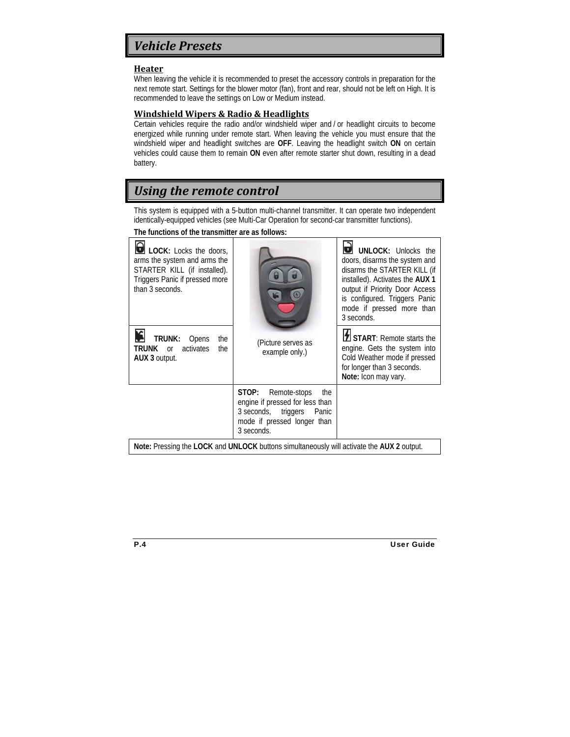## *Vehicle Presets*

### Heater

When leaving the vehicle it is recommended to preset the accessory controls in preparation for the next remote start. Settings for the blower motor (fan), front and rear, should not be left on High. It is recommended to leave the settings on Low or Medium instead.

### Windshield Wipers & Radio & Headlights

Certain vehicles require the radio and/or windshield wiper and / or headlight circuits to become energized while running under remote start. When leaving the vehicle you must ensure that the windshield wiper and headlight switches are **OFF**. Leaving the headlight switch **ON** on certain vehicles could cause them to remain **ON** even after remote starter shut down, resulting in a dead battery.

## *Using the remote control*

This system is equipped with a 5-button multi-channel transmitter. It can operate two independent identically-equipped vehicles (see Multi-Car Operation for second-car transmitter functions).

**The functions of the transmitter are as follows:**

| | | |
|---|---|---|
| **LOCK:** Locks the doors, arms the system and arms the STARTER KILL (if installed). Triggers Panic if pressed more than 3 seconds. | | **UNLOCK:** Unlocks the doors, disarms the system and disarms the STARTER KILL (if installed). Activates the **AUX 1** output if Priority Door Access is configured. Triggers Panic mode if pressed more than 3 seconds. |
| **TRUNK:** Opens the **TRUNK** or activates the **AUX 3** output. | (Picture serves as example only.) | **START**: Remote starts the engine. Gets the system into Cold Weather mode if pressed for longer than 3 seconds. **Note:** Icon may vary. |
| | **STOP:** Remote-stops the engine if pressed for less than 3 seconds, triggers Panic mode if pressed longer than 3 seconds. | |

**Note:** Pressing the **LOCK** and **UNLOCK** buttons simultaneously will activate the **AUX 2** output.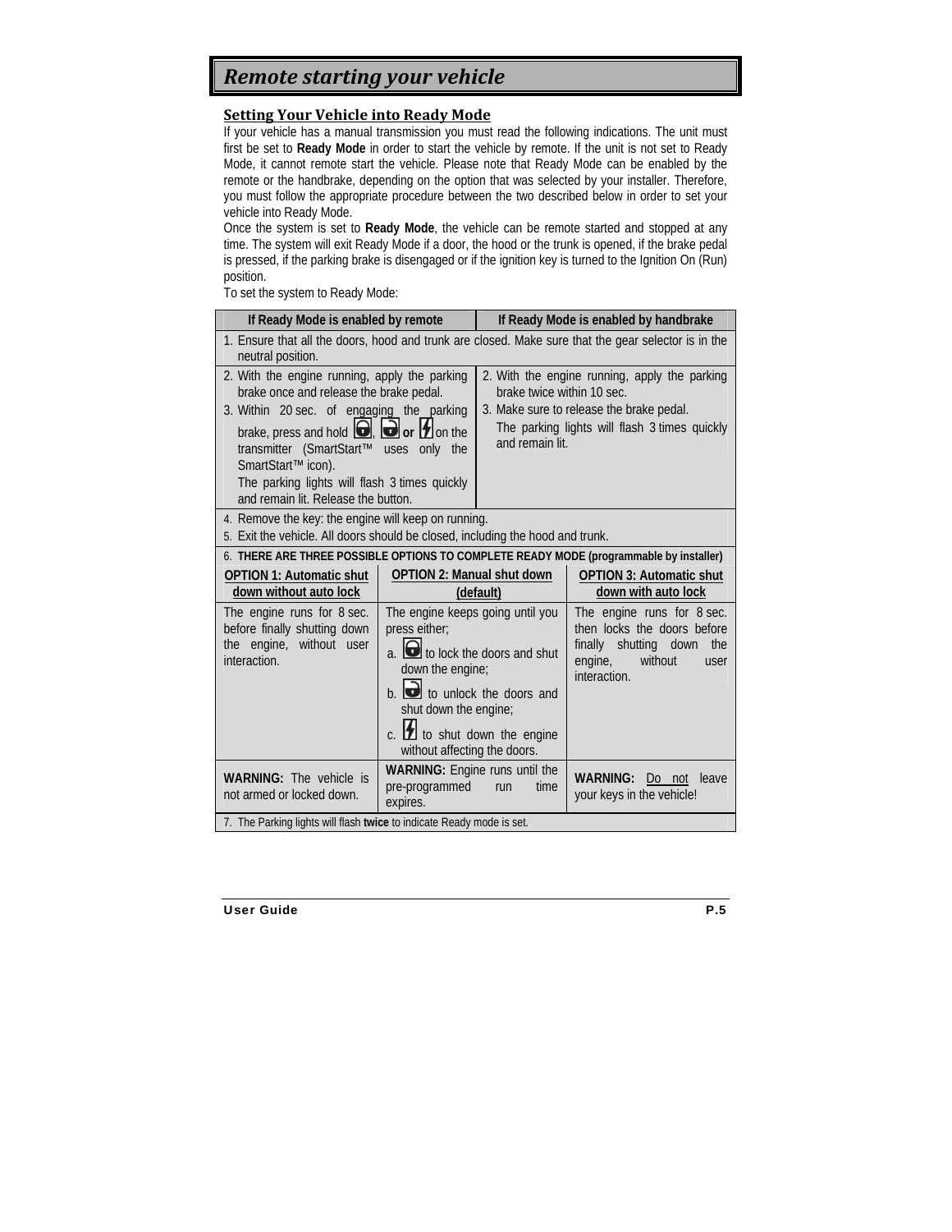# *Remote starting your vehicle*

## Setting Your Vehicle into Ready Mode

If your vehicle has a manual transmission you must read the following indications. The unit must first be set to **Ready Mode** in order to start the vehicle by remote. If the unit is not set to Ready Mode, it cannot remote start the vehicle. Please note that Ready Mode can be enabled by the remote or the handbrake, depending on the option that was selected by your installer. Therefore, you must follow the appropriate procedure between the two described below in order to set your vehicle into Ready Mode.

Once the system is set to **Ready Mode**, the vehicle can be remote started and stopped at any time. The system will exit Ready Mode if a door, the hood or the trunk is opened, if the brake pedal is pressed, if the parking brake is disengaged or if the ignition key is turned to the Ignition On (Run) position.

To set the system to Ready Mode:

| If Ready Mode is enabled by remote | If Ready Mode is enabled by handbrake |
|---|---|
| 1. Ensure that all the doors, hood and trunk are closed. Make sure that the gear selector is in the neutral position. | |
| 2. With the engine running, apply the parking brake once and release the brake pedal.<br>3. Within 20 sec. of engaging the parking brake, press and hold (lock), (unlock) **or** (start) on the transmitter (SmartStart™ uses only the SmartStart™ icon).<br>The parking lights will flash 3 times quickly and remain lit. Release the button. | 2. With the engine running, apply the parking brake twice within 10 sec.<br>3. Make sure to release the brake pedal.<br>The parking lights will flash 3 times quickly and remain lit. |
| 4. Remove the key: the engine will keep on running.<br>5. Exit the vehicle. All doors should be closed, including the hood and trunk. | |

6. **THERE ARE THREE POSSIBLE OPTIONS TO COMPLETE READY MODE (programmable by installer)**

| OPTION 1: Automatic shut down without auto lock | OPTION 2: Manual shut down (default) | OPTION 3: Automatic shut down with auto lock |
|---|---|---|
| The engine runs for 8 sec. before finally shutting down the engine, without user interaction. | The engine keeps going until you press either;<br>a. (lock) to lock the doors and shut down the engine;<br>b. (unlock) to unlock the doors and shut down the engine;<br>c. (start) to shut down the engine without affecting the doors. | The engine runs for 8 sec. then locks the doors before finally shutting down the engine, without user interaction. |
| **WARNING:** The vehicle is not armed or locked down. | **WARNING:** Engine runs until the pre-programmed run time expires. | **WARNING:** Do not leave your keys in the vehicle! |

7. The Parking lights will flash **twice** to indicate Ready mode is set.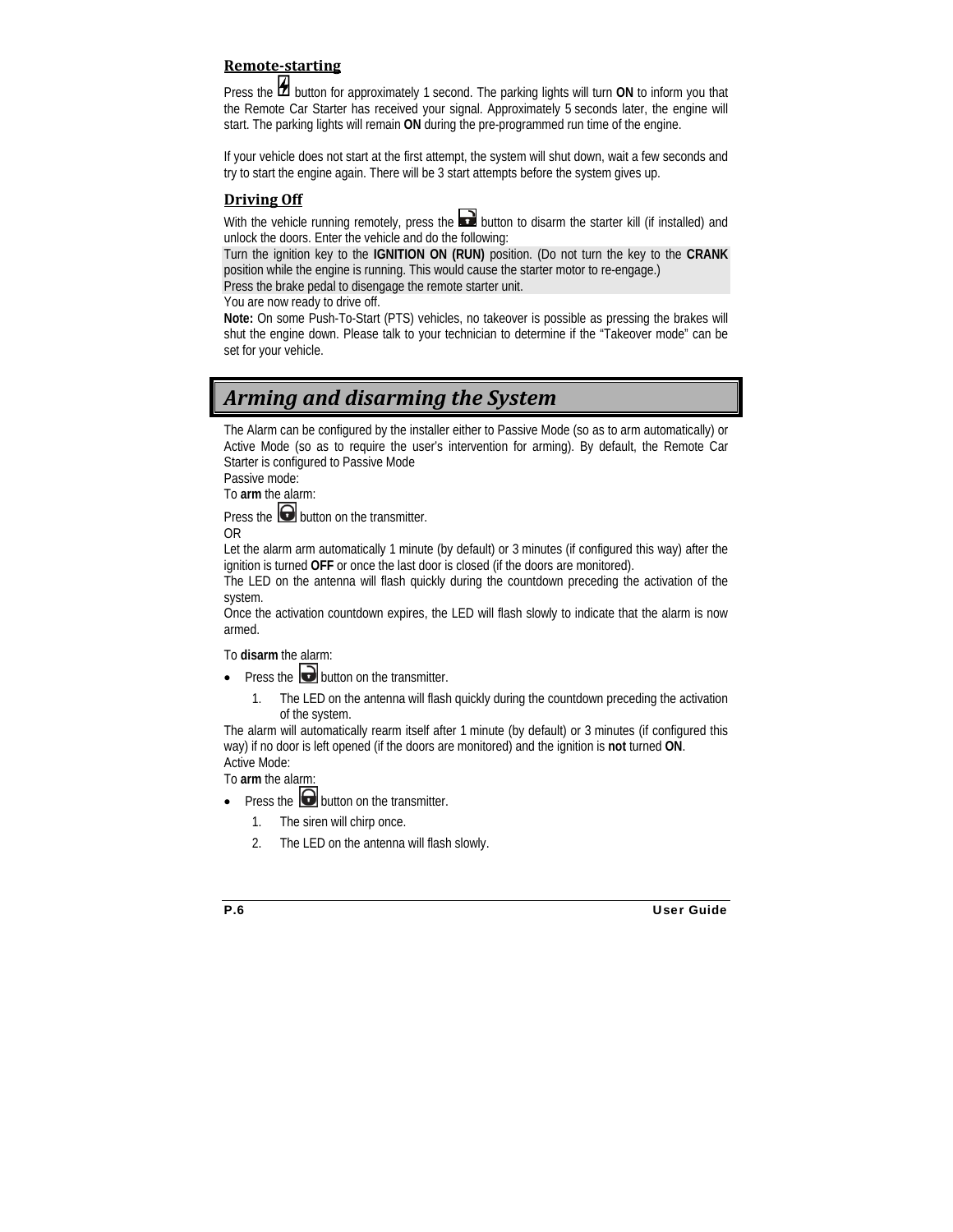### Remote-starting

Press the button for approximately 1 second. The parking lights will turn **ON** to inform you that the Remote Car Starter has received your signal. Approximately 5 seconds later, the engine will start. The parking lights will remain **ON** during the pre-programmed run time of the engine.

If your vehicle does not start at the first attempt, the system will shut down, wait a few seconds and try to start the engine again. There will be 3 start attempts before the system gives up.

### Driving Off

With the vehicle running remotely, press the button to disarm the starter kill (if installed) and unlock the doors. Enter the vehicle and do the following:

Turn the ignition key to the **IGNITION ON (RUN)** position. (Do not turn the key to the **CRANK** position while the engine is running. This would cause the starter motor to re-engage.)

Press the brake pedal to disengage the remote starter unit.

You are now ready to drive off.

**Note:** On some Push-To-Start (PTS) vehicles, no takeover is possible as pressing the brakes will shut the engine down. Please talk to your technician to determine if the "Takeover mode" can be set for your vehicle.

## *Arming and disarming the System*

The Alarm can be configured by the installer either to Passive Mode (so as to arm automatically) or Active Mode (so as to require the user's intervention for arming). By default, the Remote Car Starter is configured to Passive Mode

Passive mode:

To **arm** the alarm:

Press the button on the transmitter.

OR

Let the alarm arm automatically 1 minute (by default) or 3 minutes (if configured this way) after the ignition is turned **OFF** or once the last door is closed (if the doors are monitored).

The LED on the antenna will flash quickly during the countdown preceding the activation of the system.

Once the activation countdown expires, the LED will flash slowly to indicate that the alarm is now armed.

To **disarm** the alarm:

- Press the button on the transmitter.
    1. The LED on the antenna will flash quickly during the countdown preceding the activation of the system.

The alarm will automatically rearm itself after 1 minute (by default) or 3 minutes (if configured this way) if no door is left opened (if the doors are monitored) and the ignition is **not** turned **ON**.

Active Mode:

To **arm** the alarm:

- Press the button on the transmitter.
    1. The siren will chirp once.
    2. The LED on the antenna will flash slowly.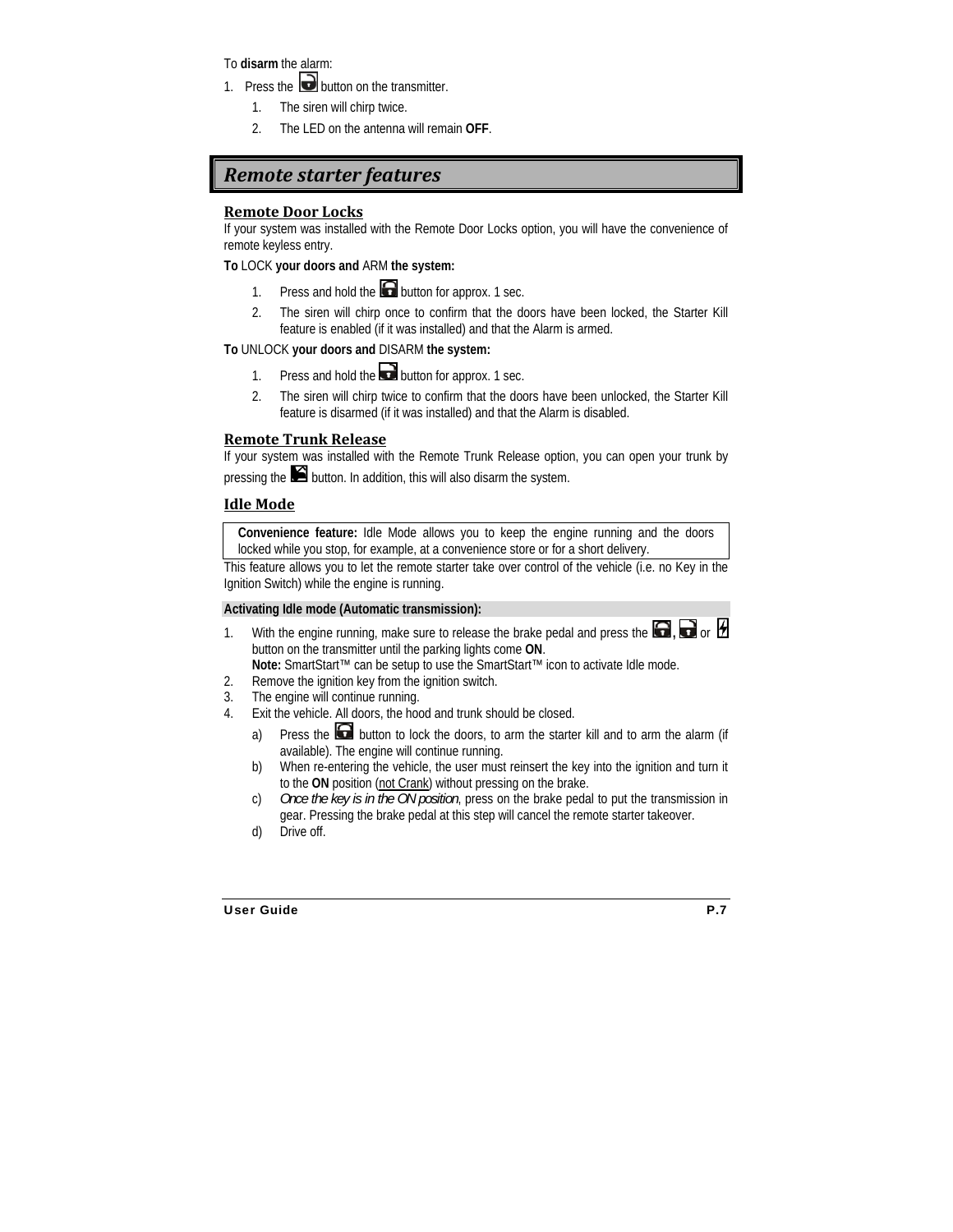To **disarm** the alarm:

1. Press the button on the transmitter.
    1. The siren will chirp twice.
    2. The LED on the antenna will remain **OFF**.

## *Remote starter features*

### Remote Door Locks

If your system was installed with the Remote Door Locks option, you will have the convenience of remote keyless entry.

**To** LOCK **your doors and** ARM **the system:**

1. Press and hold the button for approx. 1 sec.
2. The siren will chirp once to confirm that the doors have been locked, the Starter Kill feature is enabled (if it was installed) and that the Alarm is armed.

**To** UNLOCK **your doors and** DISARM **the system:**

1. Press and hold the button for approx. 1 sec.
2. The siren will chirp twice to confirm that the doors have been unlocked, the Starter Kill feature is disarmed (if it was installed) and that the Alarm is disabled.

### Remote Trunk Release

If your system was installed with the Remote Trunk Release option, you can open your trunk by pressing the button. In addition, this will also disarm the system.

### Idle Mode

> **Convenience feature:** Idle Mode allows you to keep the engine running and the doors locked while you stop, for example, at a convenience store or for a short delivery.

This feature allows you to let the remote starter take over control of the vehicle (i.e. no Key in the Ignition Switch) while the engine is running.

**Activating Idle mode (Automatic transmission):**

1. With the engine running, make sure to release the brake pedal and press the , or button on the transmitter until the parking lights come **ON**.
   **Note:** SmartStart™ can be setup to use the SmartStart™ icon to activate Idle mode.
2. Remove the ignition key from the ignition switch.
3. The engine will continue running.
4. Exit the vehicle. All doors, the hood and trunk should be closed.
    a) Press the button to lock the doors, to arm the starter kill and to arm the alarm (if available). The engine will continue running.
    b) When re-entering the vehicle, the user must reinsert the key into the ignition and turn it to the **ON** position (not Crank) without pressing on the brake.
    c) *Once the key is in the ON position*, press on the brake pedal to put the transmission in gear. Pressing the brake pedal at this step will cancel the remote starter takeover.
    d) Drive off.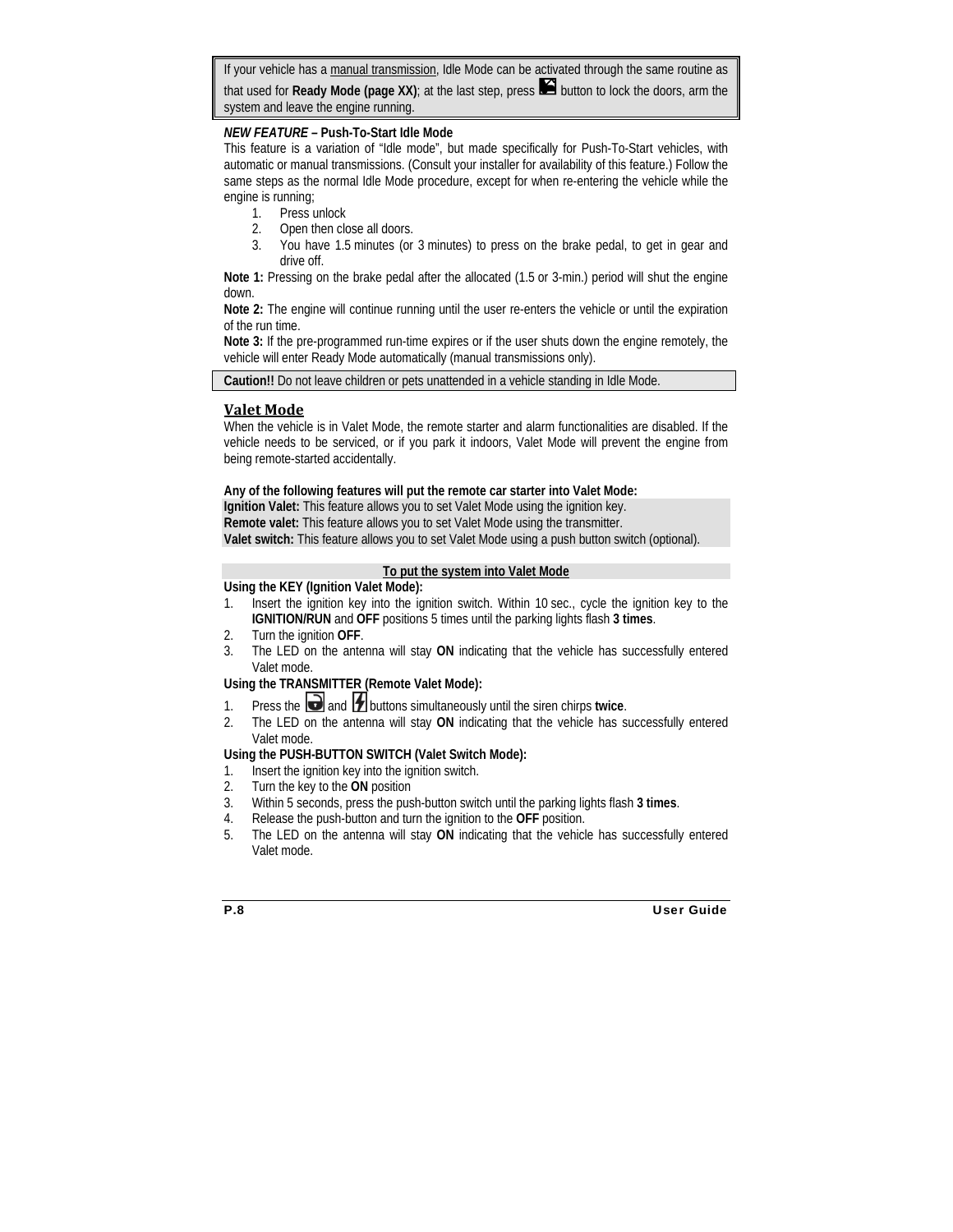If your vehicle has a manual transmission, Idle Mode can be activated through the same routine as that used for **Ready Mode (page XX)**; at the last step, press button to lock the doors, arm the system and leave the engine running.

***NEW FEATURE* – Push-To-Start Idle Mode**

This feature is a variation of "Idle mode", but made specifically for Push-To-Start vehicles, with automatic or manual transmissions. (Consult your installer for availability of this feature.) Follow the same steps as the normal Idle Mode procedure, except for when re-entering the vehicle while the engine is running;

1. Press unlock
2. Open then close all doors.
3. You have 1.5 minutes (or 3 minutes) to press on the brake pedal, to get in gear and drive off.

**Note 1:** Pressing on the brake pedal after the allocated (1.5 or 3-min.) period will shut the engine down.

**Note 2:** The engine will continue running until the user re-enters the vehicle or until the expiration of the run time.

**Note 3:** If the pre-programmed run-time expires or if the user shuts down the engine remotely, the vehicle will enter Ready Mode automatically (manual transmissions only).

**Caution!!** Do not leave children or pets unattended in a vehicle standing in Idle Mode.

## Valet Mode

When the vehicle is in Valet Mode, the remote starter and alarm functionalities are disabled. If the vehicle needs to be serviced, or if you park it indoors, Valet Mode will prevent the engine from being remote-started accidentally.

**Any of the following features will put the remote car starter into Valet Mode:**

**Ignition Valet:** This feature allows you to set Valet Mode using the ignition key.
**Remote valet:** This feature allows you to set Valet Mode using the transmitter.
**Valet switch:** This feature allows you to set Valet Mode using a push button switch (optional).

**To put the system into Valet Mode**

**Using the KEY (Ignition Valet Mode):**

1. Insert the ignition key into the ignition switch. Within 10 sec., cycle the ignition key to the **IGNITION/RUN** and **OFF** positions 5 times until the parking lights flash **3 times**.
2. Turn the ignition **OFF**.
3. The LED on the antenna will stay **ON** indicating that the vehicle has successfully entered Valet mode.

**Using the TRANSMITTER (Remote Valet Mode):**

1. Press the and buttons simultaneously until the siren chirps **twice**.
2. The LED on the antenna will stay **ON** indicating that the vehicle has successfully entered Valet mode.

**Using the PUSH-BUTTON SWITCH (Valet Switch Mode):**

1. Insert the ignition key into the ignition switch.
2. Turn the key to the **ON** position
3. Within 5 seconds, press the push-button switch until the parking lights flash **3 times**.
4. Release the push-button and turn the ignition to the **OFF** position.
5. The LED on the antenna will stay **ON** indicating that the vehicle has successfully entered Valet mode.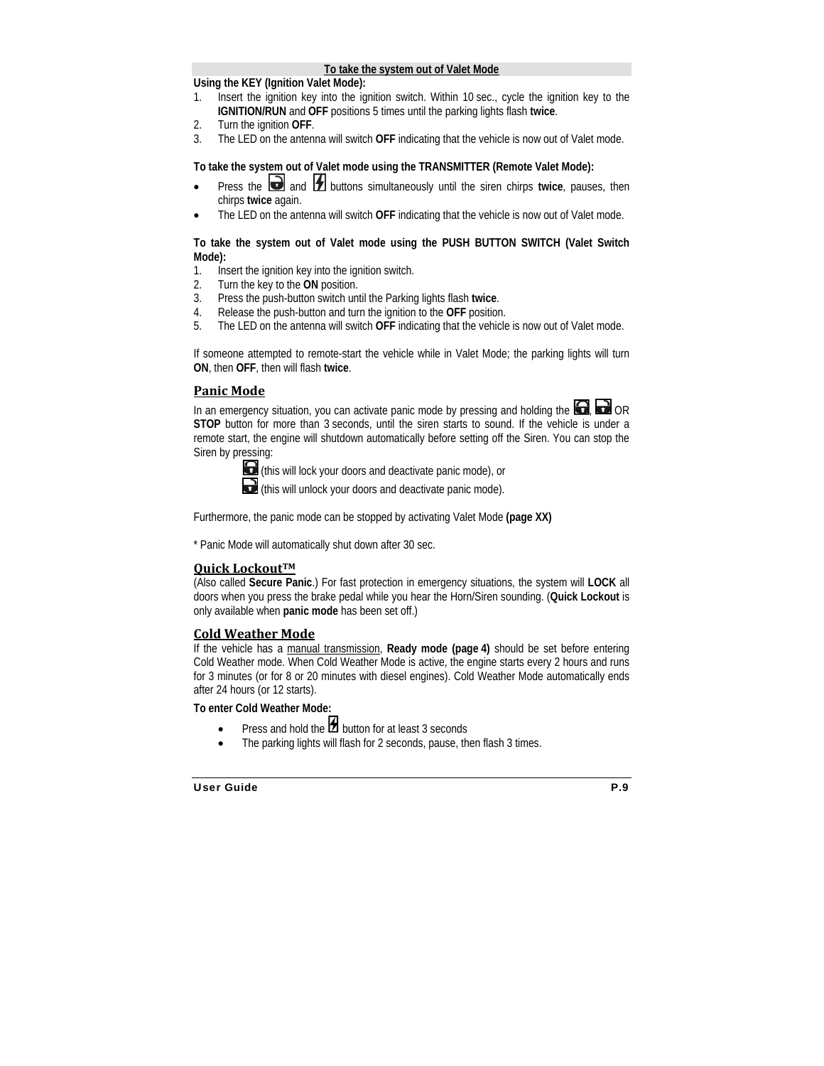**To take the system out of Valet Mode**

**Using the KEY (Ignition Valet Mode):**

1. Insert the ignition key into the ignition switch. Within 10 sec., cycle the ignition key to the **IGNITION/RUN** and **OFF** positions 5 times until the parking lights flash **twice**.
2. Turn the ignition **OFF**.
3. The LED on the antenna will switch **OFF** indicating that the vehicle is now out of Valet mode.

**To take the system out of Valet mode using the TRANSMITTER (Remote Valet Mode):**

- Press the [unlock] and [lightning] buttons simultaneously until the siren chirps **twice**, pauses, then chirps **twice** again.
- The LED on the antenna will switch **OFF** indicating that the vehicle is now out of Valet mode.

**To take the system out of Valet mode using the PUSH BUTTON SWITCH (Valet Switch Mode):**

1. Insert the ignition key into the ignition switch.
2. Turn the key to the **ON** position.
3. Press the push-button switch until the Parking lights flash **twice**.
4. Release the push-button and turn the ignition to the **OFF** position.
5. The LED on the antenna will switch **OFF** indicating that the vehicle is now out of Valet mode.

If someone attempted to remote-start the vehicle while in Valet Mode; the parking lights will turn **ON**, then **OFF**, then will flash **twice**.

## Panic Mode

In an emergency situation, you can activate panic mode by pressing and holding the [lock], [unlock] OR **STOP** button for more than 3 seconds, until the siren starts to sound. If the vehicle is under a remote start, the engine will shutdown automatically before setting off the Siren. You can stop the Siren by pressing:

[lock] (this will lock your doors and deactivate panic mode), or

[unlock] (this will unlock your doors and deactivate panic mode).

Furthermore, the panic mode can be stopped by activating Valet Mode **(page XX)**

* Panic Mode will automatically shut down after 30 sec.

## Quick Lockout™

(Also called **Secure Panic**.) For fast protection in emergency situations, the system will **LOCK** all doors when you press the brake pedal while you hear the Horn/Siren sounding. (**Quick Lockout** is only available when **panic mode** has been set off.)

## Cold Weather Mode

If the vehicle has a manual transmission, **Ready mode (page 4)** should be set before entering Cold Weather mode. When Cold Weather Mode is active, the engine starts every 2 hours and runs for 3 minutes (or for 8 or 20 minutes with diesel engines). Cold Weather Mode automatically ends after 24 hours (or 12 starts).

**To enter Cold Weather Mode:**

- Press and hold the [lightning] button for at least 3 seconds
- The parking lights will flash for 2 seconds, pause, then flash 3 times.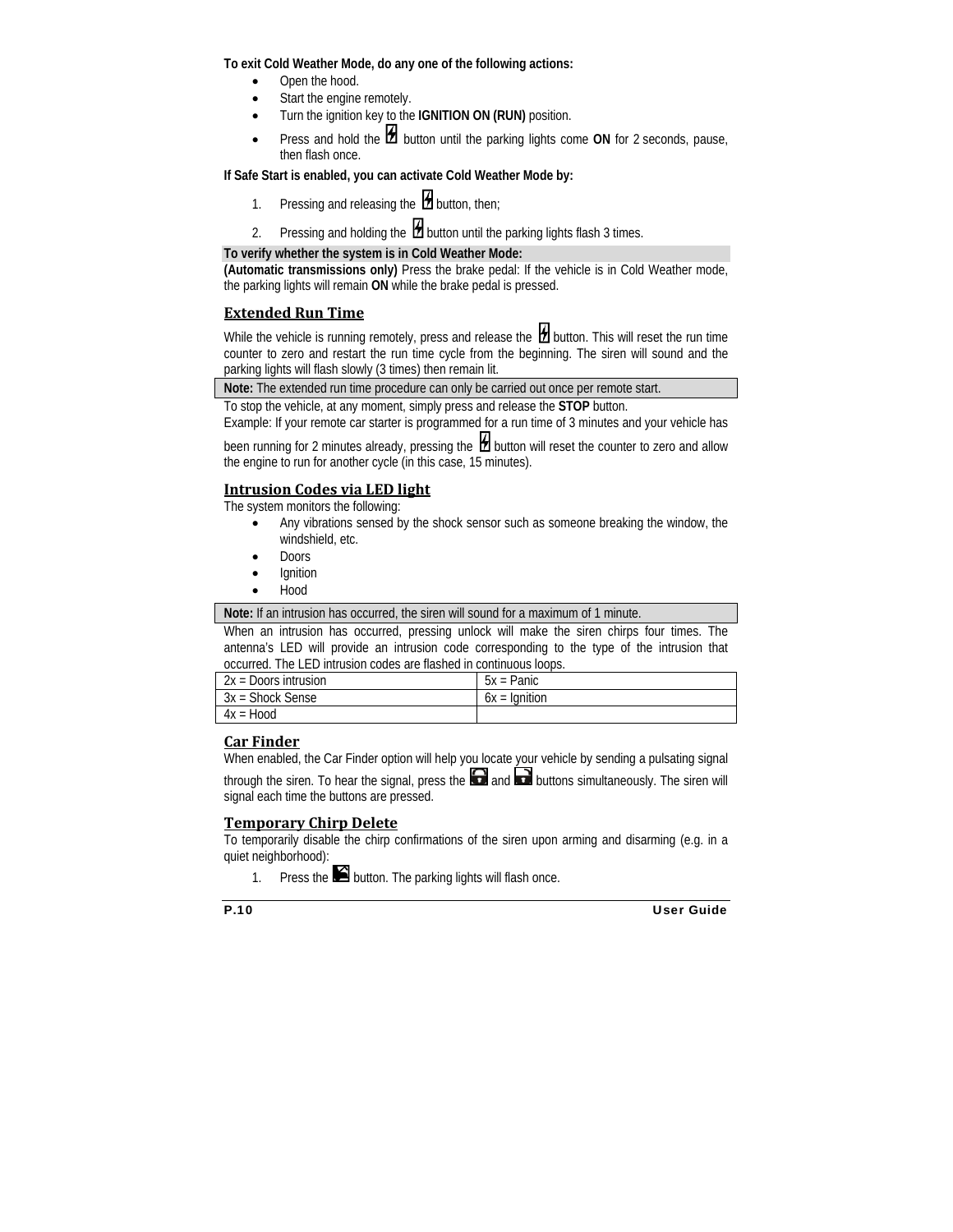**To exit Cold Weather Mode, do any one of the following actions:**

- Open the hood.
- Start the engine remotely.
- Turn the ignition key to the **IGNITION ON (RUN)** position.
- Press and hold the button until the parking lights come **ON** for 2 seconds, pause, then flash once.

**If Safe Start is enabled, you can activate Cold Weather Mode by:**

1. Pressing and releasing the button, then;
2. Pressing and holding the button until the parking lights flash 3 times.

**To verify whether the system is in Cold Weather Mode:**

**(Automatic transmissions only)** Press the brake pedal: If the vehicle is in Cold Weather mode, the parking lights will remain **ON** while the brake pedal is pressed.

## Extended Run Time

While the vehicle is running remotely, press and release the button. This will reset the run time counter to zero and restart the run time cycle from the beginning. The siren will sound and the parking lights will flash slowly (3 times) then remain lit.

**Note:** The extended run time procedure can only be carried out once per remote start.

To stop the vehicle, at any moment, simply press and release the **STOP** button.

Example: If your remote car starter is programmed for a run time of 3 minutes and your vehicle has been running for 2 minutes already, pressing the button will reset the counter to zero and allow the engine to run for another cycle (in this case, 15 minutes).

## Intrusion Codes via LED light

The system monitors the following:

- Any vibrations sensed by the shock sensor such as someone breaking the window, the windshield, etc.
- Doors
- Ignition
- Hood

**Note:** If an intrusion has occurred, the siren will sound for a maximum of 1 minute.

When an intrusion has occurred, pressing unlock will make the siren chirps four times. The antenna's LED will provide an intrusion code corresponding to the type of the intrusion that occurred. The LED intrusion codes are flashed in continuous loops.

| | |
|---|---|
| 2x = Doors intrusion | 5x = Panic |
| 3x = Shock Sense | 6x = Ignition |
| 4x = Hood | |

## Car Finder

When enabled, the Car Finder option will help you locate your vehicle by sending a pulsating signal through the siren. To hear the signal, press the and buttons simultaneously. The siren will signal each time the buttons are pressed.

## Temporary Chirp Delete

To temporarily disable the chirp confirmations of the siren upon arming and disarming (e.g. in a quiet neighborhood):

1. Press the button. The parking lights will flash once.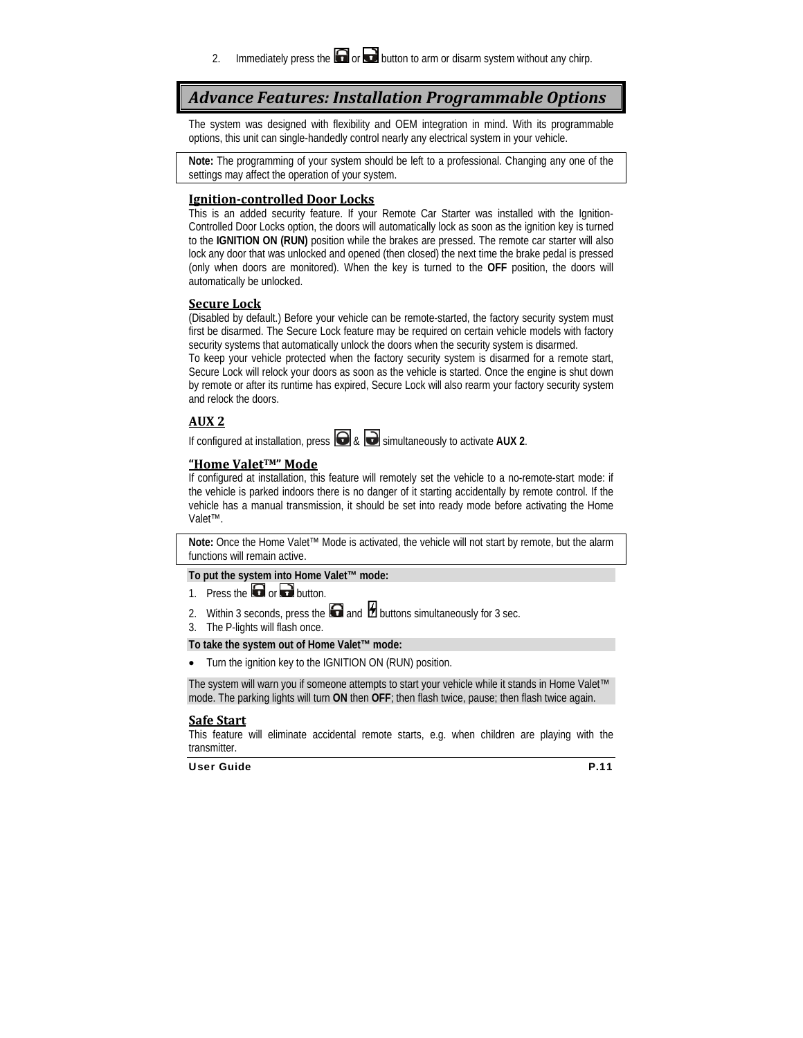2. Immediately press the lock or unlock button to arm or disarm system without any chirp.

## *Advance Features: Installation Programmable Options*

The system was designed with flexibility and OEM integration in mind. With its programmable options, this unit can single-handedly control nearly any electrical system in your vehicle.

**Note:** The programming of your system should be left to a professional. Changing any one of the settings may affect the operation of your system.

### Ignition-controlled Door Locks

This is an added security feature. If your Remote Car Starter was installed with the Ignition-Controlled Door Locks option, the doors will automatically lock as soon as the ignition key is turned to the **IGNITION ON (RUN)** position while the brakes are pressed. The remote car starter will also lock any door that was unlocked and opened (then closed) the next time the brake pedal is pressed (only when doors are monitored). When the key is turned to the **OFF** position, the doors will automatically be unlocked.

### Secure Lock

(Disabled by default.) Before your vehicle can be remote-started, the factory security system must first be disarmed. The Secure Lock feature may be required on certain vehicle models with factory security systems that automatically unlock the doors when the security system is disarmed.
To keep your vehicle protected when the factory security system is disarmed for a remote start, Secure Lock will relock your doors as soon as the vehicle is started. Once the engine is shut down by remote or after its runtime has expired, Secure Lock will also rearm your factory security system and relock the doors.

### AUX 2

If configured at installation, press lock & unlock simultaneously to activate **AUX 2**.

### "Home Valet™" Mode

If configured at installation, this feature will remotely set the vehicle to a no-remote-start mode: if the vehicle is parked indoors there is no danger of it starting accidentally by remote control. If the vehicle has a manual transmission, it should be set into ready mode before activating the Home Valet™.

**Note:** Once the Home Valet™ Mode is activated, the vehicle will not start by remote, but the alarm functions will remain active.

**To put the system into Home Valet™ mode:**

1. Press the lock or unlock button.
2. Within 3 seconds, press the lock and start buttons simultaneously for 3 sec.
3. The P-lights will flash once.

**To take the system out of Home Valet™ mode:**

- Turn the ignition key to the IGNITION ON (RUN) position.

The system will warn you if someone attempts to start your vehicle while it stands in Home Valet™ mode. The parking lights will turn **ON** then **OFF**; then flash twice, pause; then flash twice again.

### Safe Start

This feature will eliminate accidental remote starts, e.g. when children are playing with the transmitter.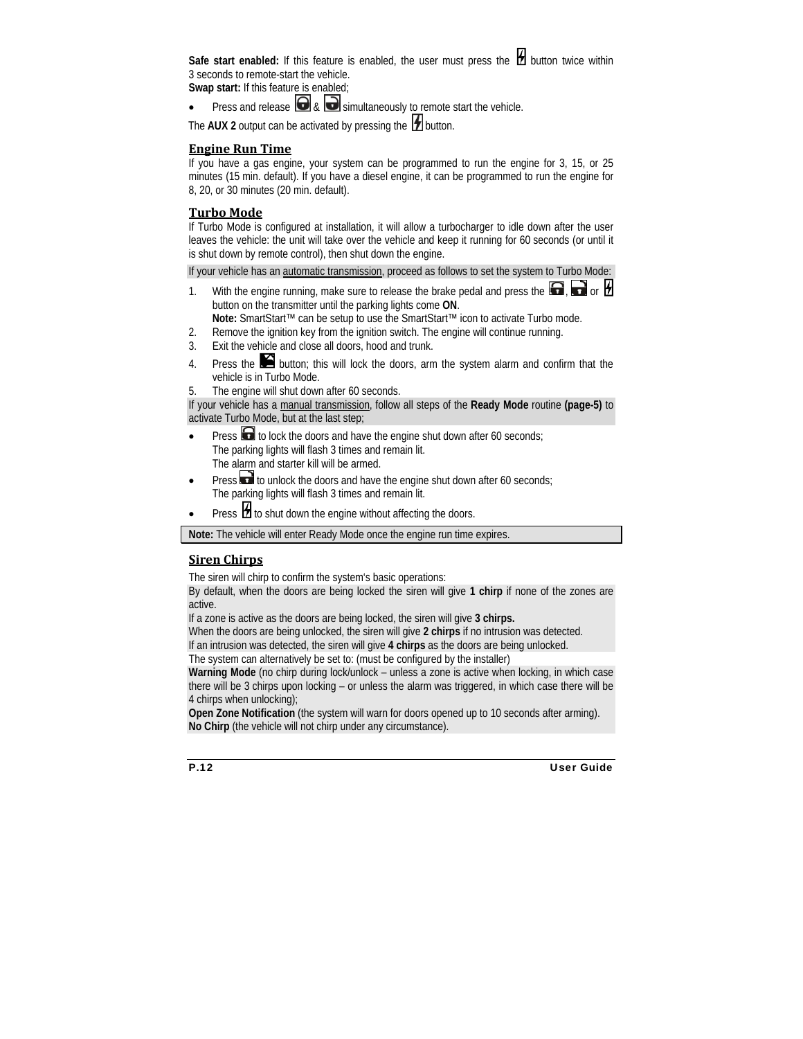**Safe start enabled:** If this feature is enabled, the user must press the button twice within 3 seconds to remote-start the vehicle.

**Swap start:** If this feature is enabled;

- Press and release & simultaneously to remote start the vehicle.

The **AUX 2** output can be activated by pressing the button.

## Engine Run Time

If you have a gas engine, your system can be programmed to run the engine for 3, 15, or 25 minutes (15 min. default). If you have a diesel engine, it can be programmed to run the engine for 8, 20, or 30 minutes (20 min. default).

## Turbo Mode

If Turbo Mode is configured at installation, it will allow a turbocharger to idle down after the user leaves the vehicle: the unit will take over the vehicle and keep it running for 60 seconds (or until it is shut down by remote control), then shut down the engine.

If your vehicle has an automatic transmission, proceed as follows to set the system to Turbo Mode:

1. With the engine running, make sure to release the brake pedal and press the , or button on the transmitter until the parking lights come **ON**.
   **Note:** SmartStart™ can be setup to use the SmartStart™ icon to activate Turbo mode.
2. Remove the ignition key from the ignition switch. The engine will continue running.
3. Exit the vehicle and close all doors, hood and trunk.
4. Press the button; this will lock the doors, arm the system alarm and confirm that the vehicle is in Turbo Mode.
5. The engine will shut down after 60 seconds.

If your vehicle has a manual transmission, follow all steps of the **Ready Mode** routine **(page-5)** to activate Turbo Mode, but at the last step;

- Press to lock the doors and have the engine shut down after 60 seconds;
  The parking lights will flash 3 times and remain lit.
  The alarm and starter kill will be armed.
- Press to unlock the doors and have the engine shut down after 60 seconds;
  The parking lights will flash 3 times and remain lit.
- Press to shut down the engine without affecting the doors.

**Note:** The vehicle will enter Ready Mode once the engine run time expires.

## Siren Chirps

The siren will chirp to confirm the system's basic operations:

By default, when the doors are being locked the siren will give **1 chirp** if none of the zones are active.

If a zone is active as the doors are being locked, the siren will give **3 chirps.**

When the doors are being unlocked, the siren will give **2 chirps** if no intrusion was detected.

If an intrusion was detected, the siren will give **4 chirps** as the doors are being unlocked.

The system can alternatively be set to: (must be configured by the installer)

**Warning Mode** (no chirp during lock/unlock – unless a zone is active when locking, in which case there will be 3 chirps upon locking – or unless the alarm was triggered, in which case there will be 4 chirps when unlocking);

**Open Zone Notification** (the system will warn for doors opened up to 10 seconds after arming).

**No Chirp** (the vehicle will not chirp under any circumstance).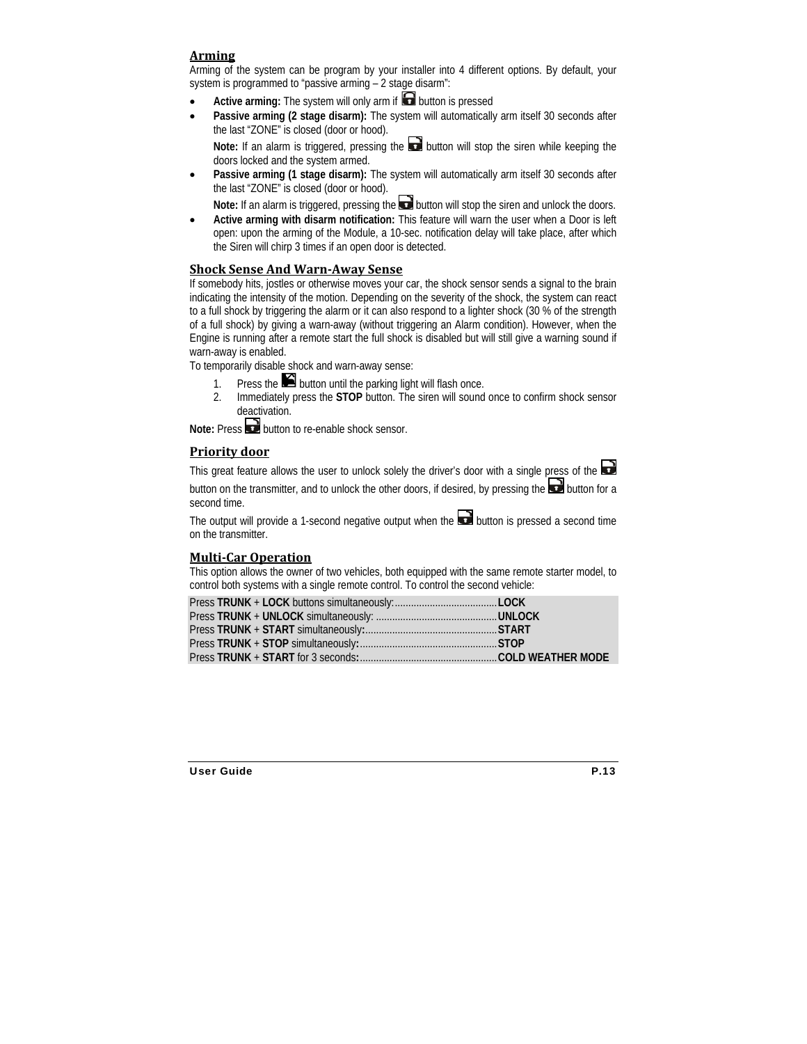## Arming

Arming of the system can be program by your installer into 4 different options. By default, your system is programmed to "passive arming – 2 stage disarm":

- **Active arming:** The system will only arm if button is pressed
- **Passive arming (2 stage disarm):** The system will automatically arm itself 30 seconds after the last "ZONE" is closed (door or hood).

  **Note:** If an alarm is triggered, pressing the button will stop the siren while keeping the doors locked and the system armed.
- **Passive arming (1 stage disarm):** The system will automatically arm itself 30 seconds after the last "ZONE" is closed (door or hood).

  **Note:** If an alarm is triggered, pressing the button will stop the siren and unlock the doors.
- **Active arming with disarm notification:** This feature will warn the user when a Door is left open: upon the arming of the Module, a 10-sec. notification delay will take place, after which the Siren will chirp 3 times if an open door is detected.

## Shock Sense And Warn-Away Sense

If somebody hits, jostles or otherwise moves your car, the shock sensor sends a signal to the brain indicating the intensity of the motion. Depending on the severity of the shock, the system can react to a full shock by triggering the alarm or it can also respond to a lighter shock (30 % of the strength of a full shock) by giving a warn-away (without triggering an Alarm condition). However, when the Engine is running after a remote start the full shock is disabled but will still give a warning sound if warn-away is enabled.

To temporarily disable shock and warn-away sense:

1. Press the button until the parking light will flash once.
2. Immediately press the **STOP** button. The siren will sound once to confirm shock sensor deactivation.

**Note:** Press button to re-enable shock sensor.

## Priority door

This great feature allows the user to unlock solely the driver's door with a single press of the button on the transmitter, and to unlock the other doors, if desired, by pressing the button for a second time.

The output will provide a 1-second negative output when the button is pressed a second time on the transmitter.

## Multi-Car Operation

This option allows the owner of two vehicles, both equipped with the same remote starter model, to control both systems with a single remote control. To control the second vehicle:

Press **TRUNK** + **LOCK** buttons simultaneously:...................................**LOCK**
Press **TRUNK** + **UNLOCK** simultaneously: ............................................**UNLOCK**
Press **TRUNK** + **START** simultaneously**:**................................................**START**
Press **TRUNK** + **STOP** simultaneously**:**..................................................**STOP**
Press **TRUNK** + **START** for 3 seconds**:**..................................................**COLD WEATHER MODE**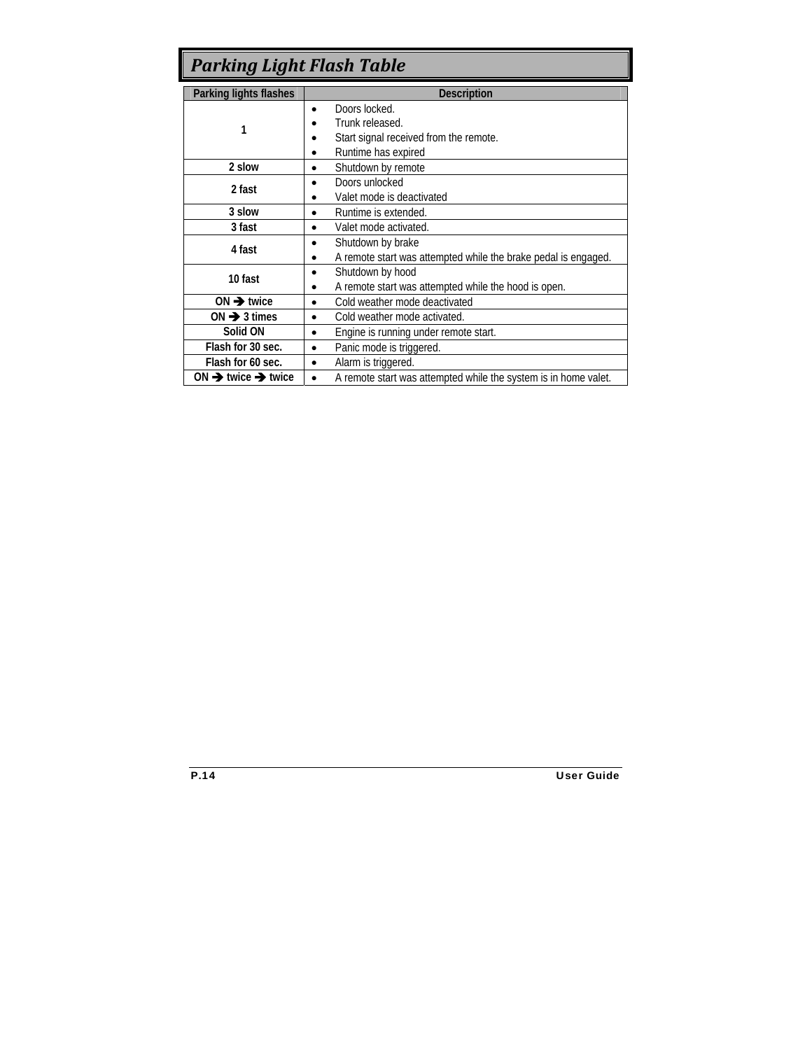## *Parking Light Flash Table*

| Parking lights flashes | Description |
|---|---|
| 1 | • Doors locked.<br>• Trunk released.<br>• Start signal received from the remote.<br>• Runtime has expired |
| 2 slow | • Shutdown by remote |
| 2 fast | • Doors unlocked<br>• Valet mode is deactivated |
| 3 slow | • Runtime is extended. |
| 3 fast | • Valet mode activated. |
| 4 fast | • Shutdown by brake<br>• A remote start was attempted while the brake pedal is engaged. |
| 10 fast | • Shutdown by hood<br>• A remote start was attempted while the hood is open. |
| ON ➔ twice | • Cold weather mode deactivated |
| ON ➔ 3 times | • Cold weather mode activated. |
| Solid ON | • Engine is running under remote start. |
| Flash for 30 sec. | • Panic mode is triggered. |
| Flash for 60 sec. | • Alarm is triggered. |
| ON ➔ twice ➔ twice | • A remote start was attempted while the system is in home valet. |